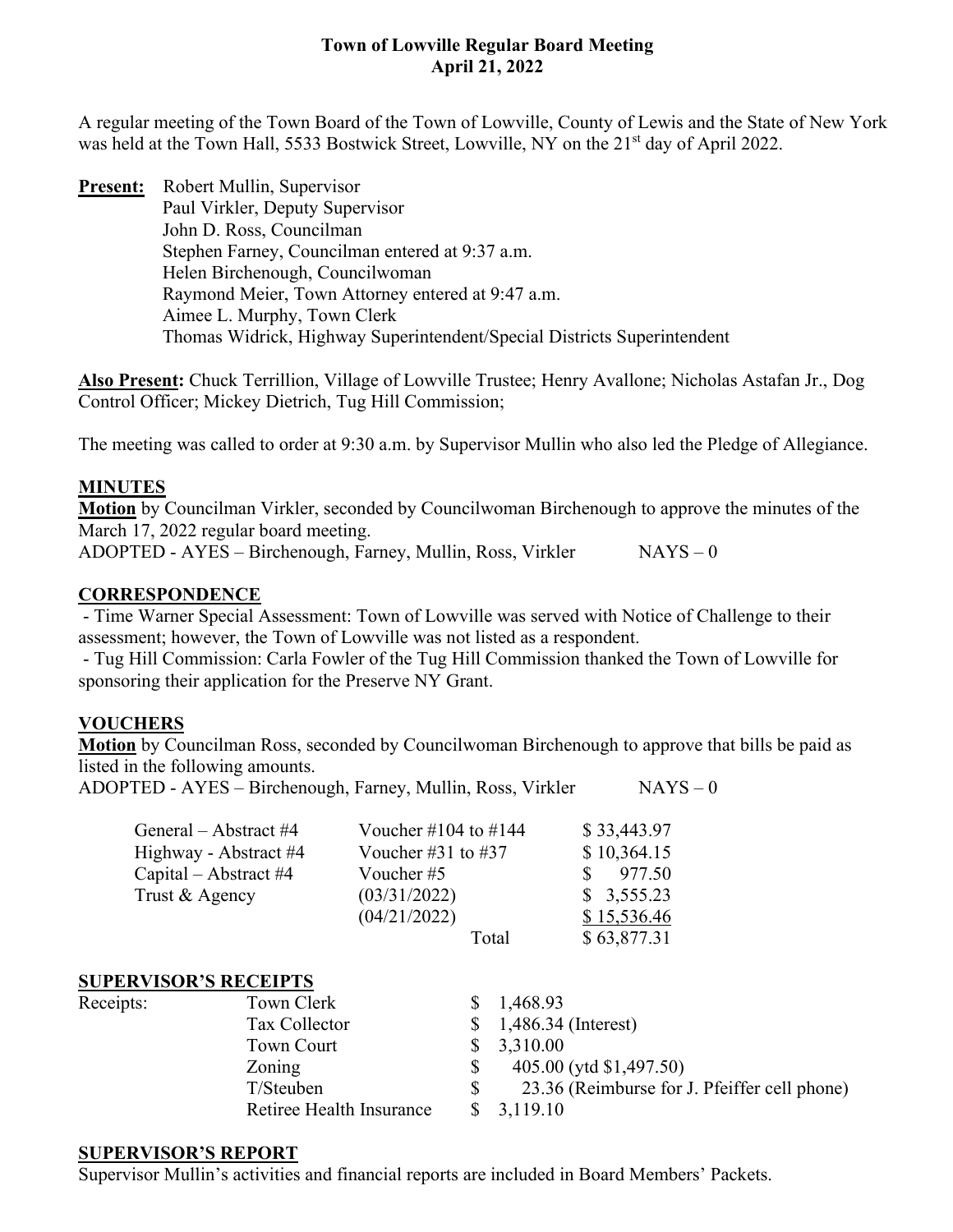# Town of Lowville Regular Board Meeting
## April 21, 2022

A regular meeting of the Town Board of the Town of Lowville, County of Lewis and the State of New York was held at the Town Hall, 5533 Bostwick Street, Lowville, NY on the 21st day of April 2022.

**Present:** Robert Mullin, Supervisor
Paul Virkler, Deputy Supervisor
John D. Ross, Councilman
Stephen Farney, Councilman entered at 9:37 a.m.
Helen Birchenough, Councilwoman
Raymond Meier, Town Attorney entered at 9:47 a.m.
Aimee L. Murphy, Town Clerk
Thomas Widrick, Highway Superintendent/Special Districts Superintendent

**Also Present:** Chuck Terrillion, Village of Lowville Trustee; Henry Avallone; Nicholas Astafan Jr., Dog Control Officer; Mickey Dietrich, Tug Hill Commission;

The meeting was called to order at 9:30 a.m. by Supervisor Mullin who also led the Pledge of Allegiance.

## MINUTES

**Motion** by Councilman Virkler, seconded by Councilwoman Birchenough to approve the minutes of the March 17, 2022 regular board meeting.
ADOPTED - AYES – Birchenough, Farney, Mullin, Ross, Virkler NAYS – 0

## CORRESPONDENCE

- Time Warner Special Assessment: Town of Lowville was served with Notice of Challenge to their assessment; however, the Town of Lowville was not listed as a respondent.
- Tug Hill Commission: Carla Fowler of the Tug Hill Commission thanked the Town of Lowville for sponsoring their application for the Preserve NY Grant.

## VOUCHERS

**Motion** by Councilman Ross, seconded by Councilwoman Birchenough to approve that bills be paid as listed in the following amounts.
ADOPTED - AYES – Birchenough, Farney, Mullin, Ross, Virkler NAYS – 0

| | | |
|---|---|---|
| General – Abstract #4 | Voucher #104 to #144 | $ 33,443.97 |
| Highway - Abstract #4 | Voucher #31 to #37 | $ 10,364.15 |
| Capital – Abstract #4 | Voucher #5 | $ 977.50 |
| Trust & Agency | (03/31/2022) | $ 3,555.23 |
| | (04/21/2022) | $ 15,536.46 |
| | Total | $ 63,877.31 |

## SUPERVISOR'S RECEIPTS

| | | |
|---|---|---|
| Receipts: | Town Clerk | $ 1,468.93 |
| | Tax Collector | $ 1,486.34 (Interest) |
| | Town Court | $ 3,310.00 |
| | Zoning | $ 405.00 (ytd $1,497.50) |
| | T/Steuben | $ 23.36 (Reimburse for J. Pfeiffer cell phone) |
| | Retiree Health Insurance | $ 3,119.10 |

## SUPERVISOR'S REPORT

Supervisor Mullin's activities and financial reports are included in Board Members' Packets.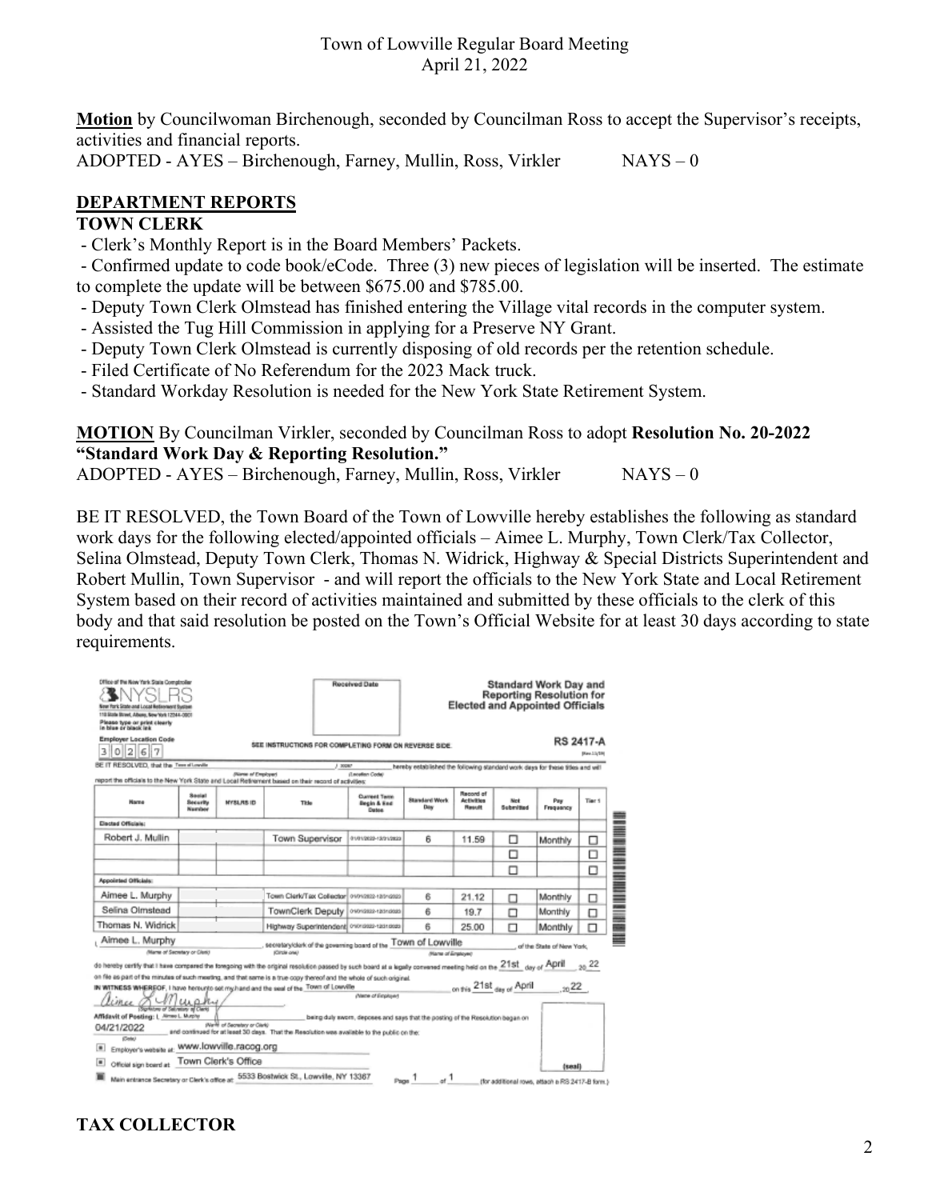**Motion** by Councilwoman Birchenough, seconded by Councilman Ross to accept the Supervisor's receipts, activities and financial reports.
ADOPTED - AYES – Birchenough, Farney, Mullin, Ross, Virkler NAYS – 0

## DEPARTMENT REPORTS

### TOWN CLERK

- Clerk's Monthly Report is in the Board Members' Packets.
- Confirmed update to code book/eCode. Three (3) new pieces of legislation will be inserted. The estimate to complete the update will be between $675.00 and $785.00.
- Deputy Town Clerk Olmstead has finished entering the Village vital records in the computer system.
- Assisted the Tug Hill Commission in applying for a Preserve NY Grant.
- Deputy Town Clerk Olmstead is currently disposing of old records per the retention schedule.
- Filed Certificate of No Referendum for the 2023 Mack truck.
- Standard Workday Resolution is needed for the New York State Retirement System.

**MOTION** By Councilman Virkler, seconded by Councilman Ross to adopt **Resolution No. 20-2022 "Standard Work Day & Reporting Resolution."**
ADOPTED - AYES – Birchenough, Farney, Mullin, Ross, Virkler NAYS – 0

BE IT RESOLVED, the Town Board of the Town of Lowville hereby establishes the following as standard work days for the following elected/appointed officials – Aimee L. Murphy, Town Clerk/Tax Collector, Selina Olmstead, Deputy Town Clerk, Thomas N. Widrick, Highway & Special Districts Superintendent and Robert Mullin, Town Supervisor - and will report the officials to the New York State and Local Retirement System based on their record of activities maintained and submitted by these officials to the clerk of this body and that said resolution be posted on the Town's Official Website for at least 30 days according to state requirements.

Office of the New York State Comptroller
NYSLRS
New York State and Local Retirement System
110 State Street, Albany, New York 12244-0001
Please type or print clearly in blue or black ink

Received Date

**Standard Work Day and Reporting Resolution for Elected and Appointed Officials**

Employer Location Code: 30267

SEE INSTRUCTIONS FOR COMPLETING FORM ON REVERSE SIDE.

**RS 2417-A**

BE IT RESOLVED, that the Town of Lowville / 30267 hereby established the following standard work days for these titles and will report the officials to the New York State and Local Retirement System based on their record of activities:

| Name | Social Security Number | NYSLRS ID | Title | Current Term Begin & End Dates | Standard Work Day | Record of Activities Result | Not Submitted | Pay Frequency | Tier 1 |
|---|---|---|---|---|---|---|---|---|---|
| **Elected Officials:** | | | | | | | | | |
| Robert J. Mullin | | | Town Supervisor | 01/01/2022-12/31/2023 | 6 | 11.59 | ☐ | Monthly | ☐ |
| | | | | | | | ☐ | | ☐ |
| | | | | | | | ☐ | | ☐ |
| **Appointed Officials:** | | | | | | | | | |
| Aimee L. Murphy | | | Town Clerk/Tax Collector | 01/01/2022-12/31/2023 | 6 | 21.12 | ☐ | Monthly | ☐ |
| Selina Olmstead | | | TownClerk Deputy | 01/01/2022-12/31/2023 | 6 | 19.7 | ☐ | Monthly | ☐ |
| Thomas N. Widrick | | | Highway Superintendent | 01/01/2022-12/31/2023 | 6 | 25.00 | ☐ | Monthly | ☐ |

I, Aimee L. Murphy, secretary/clerk of the governing board of the Town of Lowville, of the State of New York, do hereby certify that I have compared the foregoing with the original resolution passed by such board at a legally convened meeting held on the 21st day of April 20 22 on file as part of the minutes of such meeting, and that same is a true copy thereof and the whole of such original.

IN WITNESS WHEREOF, I have hereunto set my hand and the seal of the Town of Lowville on this 21st day of April, 20 22.

Aimee L Murphy
(Signature of Secretary of Clerk)

Affidavit of Posting: I, Aimee L. Murphy, being duly sworn, deposes and says that the posting of the Resolution began on 04/21/2022 and continued for at least 30 days. That the Resolution was available to the public on the:

- ☒ Employer's website at: www.lowville.racog.org
- ☒ Official sign board at: Town Clerk's Office
- ☒ Main entrance Secretary or Clerk's office at: 5533 Bostwick St., Lowville, NY 13367

Page 1 of 1 (for additional rows, attach a RS 2417-B form.)

(seal)

### TAX COLLECTOR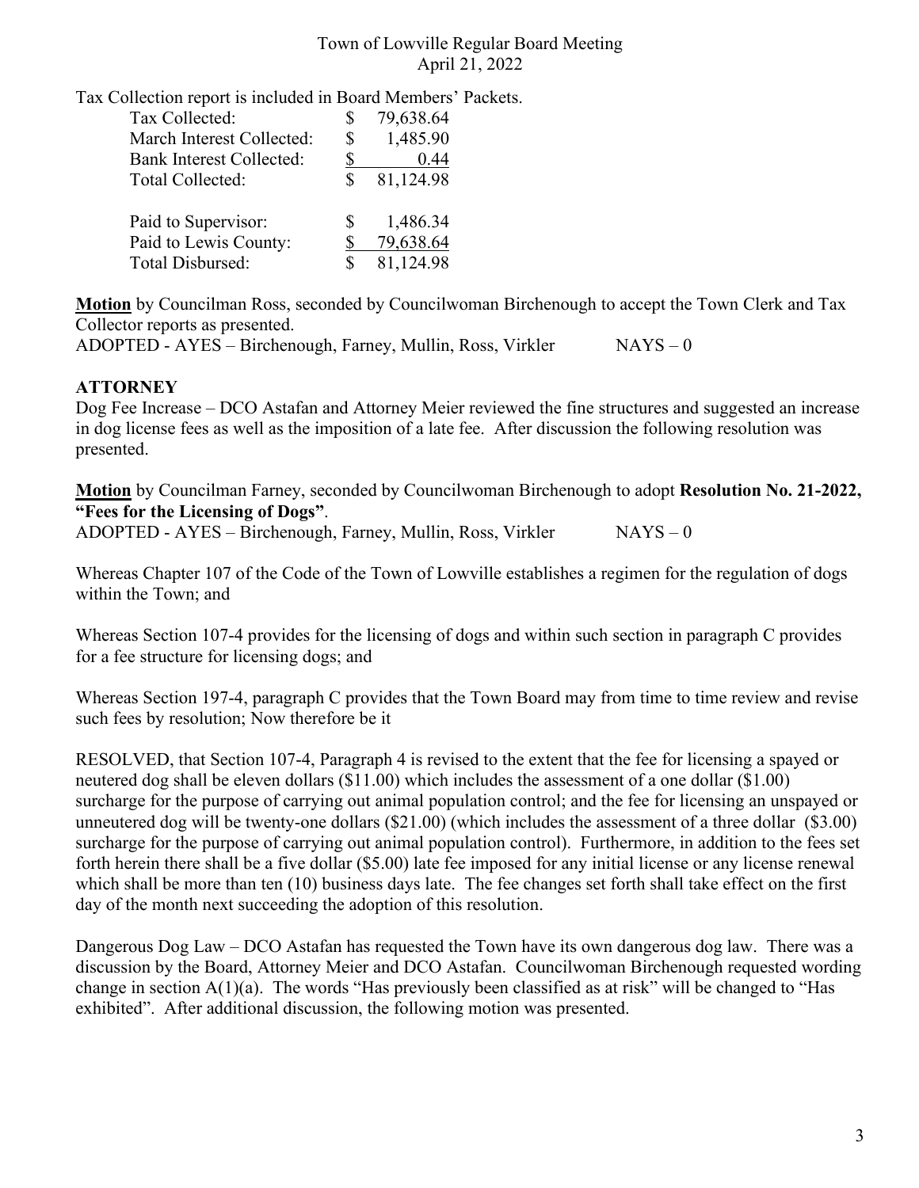Tax Collection report is included in Board Members' Packets.

| | | |
|---|---|---|
| Tax Collected: | $ | 79,638.64 |
| March Interest Collected: | $ | 1,485.90 |
| Bank Interest Collected: | $ | 0.44 |
| Total Collected: | $ | 81,124.98 |
| | | |
| Paid to Supervisor: | $ | 1,486.34 |
| Paid to Lewis County: | $ | 79,638.64 |
| Total Disbursed: | $ | 81,124.98 |

**Motion** by Councilman Ross, seconded by Councilwoman Birchenough to accept the Town Clerk and Tax Collector reports as presented.
ADOPTED - AYES – Birchenough, Farney, Mullin, Ross, Virkler NAYS – 0

## ATTORNEY

Dog Fee Increase – DCO Astafan and Attorney Meier reviewed the fine structures and suggested an increase in dog license fees as well as the imposition of a late fee. After discussion the following resolution was presented.

**Motion** by Councilman Farney, seconded by Councilwoman Birchenough to adopt **Resolution No. 21-2022, "Fees for the Licensing of Dogs"**.
ADOPTED - AYES – Birchenough, Farney, Mullin, Ross, Virkler NAYS – 0

Whereas Chapter 107 of the Code of the Town of Lowville establishes a regimen for the regulation of dogs within the Town; and

Whereas Section 107-4 provides for the licensing of dogs and within such section in paragraph C provides for a fee structure for licensing dogs; and

Whereas Section 197-4, paragraph C provides that the Town Board may from time to time review and revise such fees by resolution; Now therefore be it

RESOLVED, that Section 107-4, Paragraph 4 is revised to the extent that the fee for licensing a spayed or neutered dog shall be eleven dollars ($11.00) which includes the assessment of a one dollar ($1.00) surcharge for the purpose of carrying out animal population control; and the fee for licensing an unspayed or unneutered dog will be twenty-one dollars ($21.00) (which includes the assessment of a three dollar ($3.00) surcharge for the purpose of carrying out animal population control). Furthermore, in addition to the fees set forth herein there shall be a five dollar ($5.00) late fee imposed for any initial license or any license renewal which shall be more than ten (10) business days late. The fee changes set forth shall take effect on the first day of the month next succeeding the adoption of this resolution.

Dangerous Dog Law – DCO Astafan has requested the Town have its own dangerous dog law. There was a discussion by the Board, Attorney Meier and DCO Astafan. Councilwoman Birchenough requested wording change in section A(1)(a). The words "Has previously been classified as at risk" will be changed to "Has exhibited". After additional discussion, the following motion was presented.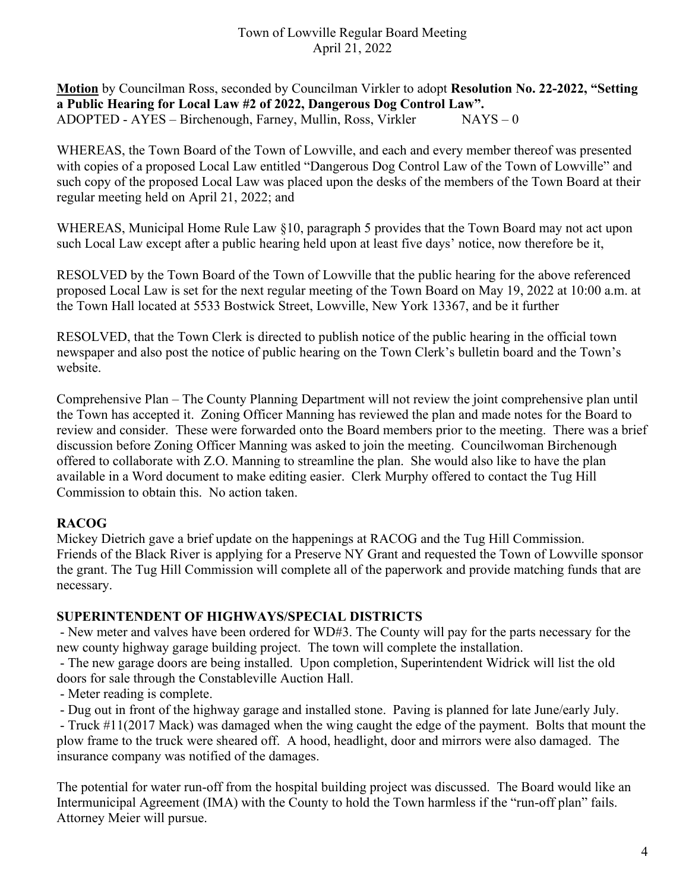**Motion** by Councilman Ross, seconded by Councilman Virkler to adopt **Resolution No. 22-2022, "Setting a Public Hearing for Local Law #2 of 2022, Dangerous Dog Control Law".**
ADOPTED - AYES – Birchenough, Farney, Mullin, Ross, Virkler NAYS – 0

WHEREAS, the Town Board of the Town of Lowville, and each and every member thereof was presented with copies of a proposed Local Law entitled "Dangerous Dog Control Law of the Town of Lowville" and such copy of the proposed Local Law was placed upon the desks of the members of the Town Board at their regular meeting held on April 21, 2022; and

WHEREAS, Municipal Home Rule Law §10, paragraph 5 provides that the Town Board may not act upon such Local Law except after a public hearing held upon at least five days' notice, now therefore be it,

RESOLVED by the Town Board of the Town of Lowville that the public hearing for the above referenced proposed Local Law is set for the next regular meeting of the Town Board on May 19, 2022 at 10:00 a.m. at the Town Hall located at 5533 Bostwick Street, Lowville, New York 13367, and be it further

RESOLVED, that the Town Clerk is directed to publish notice of the public hearing in the official town newspaper and also post the notice of public hearing on the Town Clerk's bulletin board and the Town's website.

Comprehensive Plan – The County Planning Department will not review the joint comprehensive plan until the Town has accepted it. Zoning Officer Manning has reviewed the plan and made notes for the Board to review and consider. These were forwarded onto the Board members prior to the meeting. There was a brief discussion before Zoning Officer Manning was asked to join the meeting. Councilwoman Birchenough offered to collaborate with Z.O. Manning to streamline the plan. She would also like to have the plan available in a Word document to make editing easier. Clerk Murphy offered to contact the Tug Hill Commission to obtain this. No action taken.

**RACOG**

Mickey Dietrich gave a brief update on the happenings at RACOG and the Tug Hill Commission.
Friends of the Black River is applying for a Preserve NY Grant and requested the Town of Lowville sponsor the grant. The Tug Hill Commission will complete all of the paperwork and provide matching funds that are necessary.

**SUPERINTENDENT OF HIGHWAYS/SPECIAL DISTRICTS**

- New meter and valves have been ordered for WD#3. The County will pay for the parts necessary for the new county highway garage building project. The town will complete the installation.
- The new garage doors are being installed. Upon completion, Superintendent Widrick will list the old doors for sale through the Constableville Auction Hall.
- Meter reading is complete.
- Dug out in front of the highway garage and installed stone. Paving is planned for late June/early July.
- Truck #11(2017 Mack) was damaged when the wing caught the edge of the payment. Bolts that mount the plow frame to the truck were sheared off. A hood, headlight, door and mirrors were also damaged. The insurance company was notified of the damages.

The potential for water run-off from the hospital building project was discussed. The Board would like an Intermunicipal Agreement (IMA) with the County to hold the Town harmless if the "run-off plan" fails. Attorney Meier will pursue.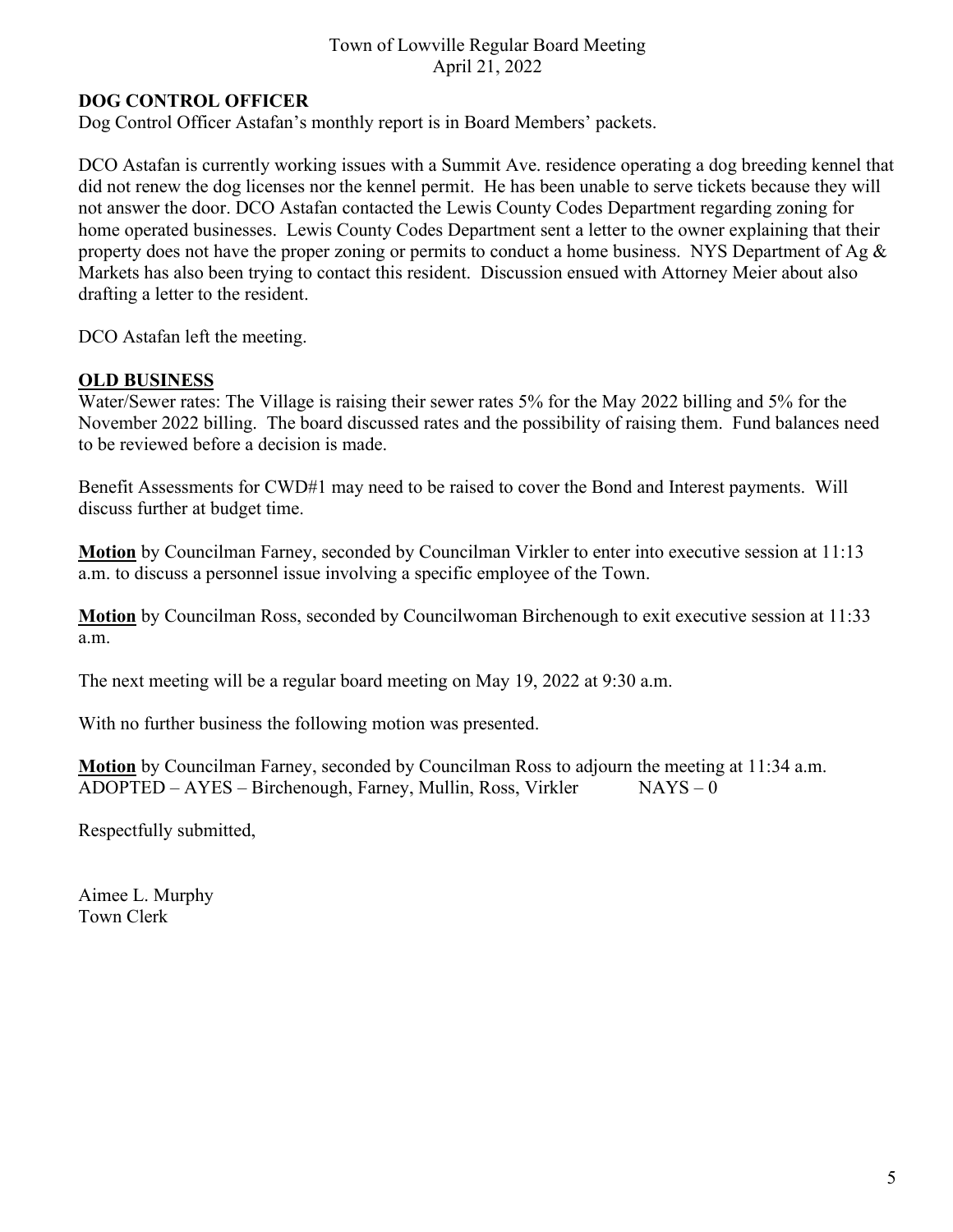## DOG CONTROL OFFICER

Dog Control Officer Astafan's monthly report is in Board Members' packets.

DCO Astafan is currently working issues with a Summit Ave. residence operating a dog breeding kennel that did not renew the dog licenses nor the kennel permit. He has been unable to serve tickets because they will not answer the door. DCO Astafan contacted the Lewis County Codes Department regarding zoning for home operated businesses. Lewis County Codes Department sent a letter to the owner explaining that their property does not have the proper zoning or permits to conduct a home business. NYS Department of Ag & Markets has also been trying to contact this resident. Discussion ensued with Attorney Meier about also drafting a letter to the resident.

DCO Astafan left the meeting.

## OLD BUSINESS

Water/Sewer rates: The Village is raising their sewer rates 5% for the May 2022 billing and 5% for the November 2022 billing. The board discussed rates and the possibility of raising them. Fund balances need to be reviewed before a decision is made.

Benefit Assessments for CWD#1 may need to be raised to cover the Bond and Interest payments. Will discuss further at budget time.

**Motion** by Councilman Farney, seconded by Councilman Virkler to enter into executive session at 11:13 a.m. to discuss a personnel issue involving a specific employee of the Town.

**Motion** by Councilman Ross, seconded by Councilwoman Birchenough to exit executive session at 11:33 a.m.

The next meeting will be a regular board meeting on May 19, 2022 at 9:30 a.m.

With no further business the following motion was presented.

**Motion** by Councilman Farney, seconded by Councilman Ross to adjourn the meeting at 11:34 a.m.
ADOPTED – AYES – Birchenough, Farney, Mullin, Ross, Virkler NAYS – 0

Respectfully submitted,

Aimee L. Murphy
Town Clerk